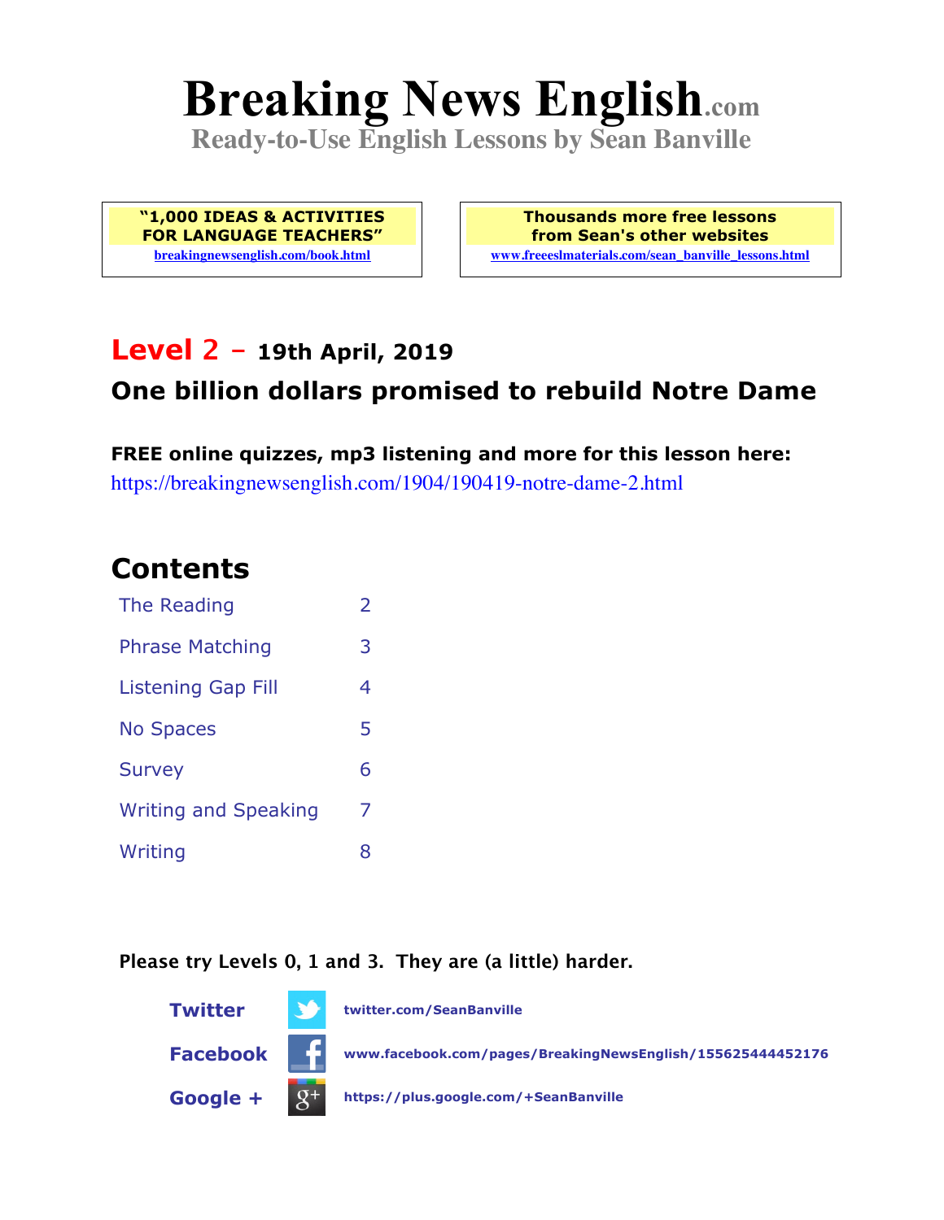# Breaking News English.com

**Ready-to-Use English Lessons by Sean Banville**

**"1,000 IDEAS & ACTIVITIES FOR LANGUAGE TEACHERS"**
breakingnewsenglish.com/book.html

**Thousands more free lessons from Sean's other websites**
www.freeeslmaterials.com/sean_banville_lessons.html

## Level 2 – 19th April, 2019

## One billion dollars promised to rebuild Notre Dame

**FREE online quizzes, mp3 listening and more for this lesson here:**
https://breakingnewsenglish.com/1904/190419-notre-dame-2.html

## Contents

| | |
|---|---|
| The Reading | 2 |
| Phrase Matching | 3 |
| Listening Gap Fill | 4 |
| No Spaces | 5 |
| Survey | 6 |
| Writing and Speaking | 7 |
| Writing | 8 |

**Please try Levels 0, 1 and 3. They are (a little) harder.**

**Twitter** twitter.com/SeanBanville

**Facebook** www.facebook.com/pages/BreakingNewsEnglish/155625444452176

**Google +** https://plus.google.com/+SeanBanville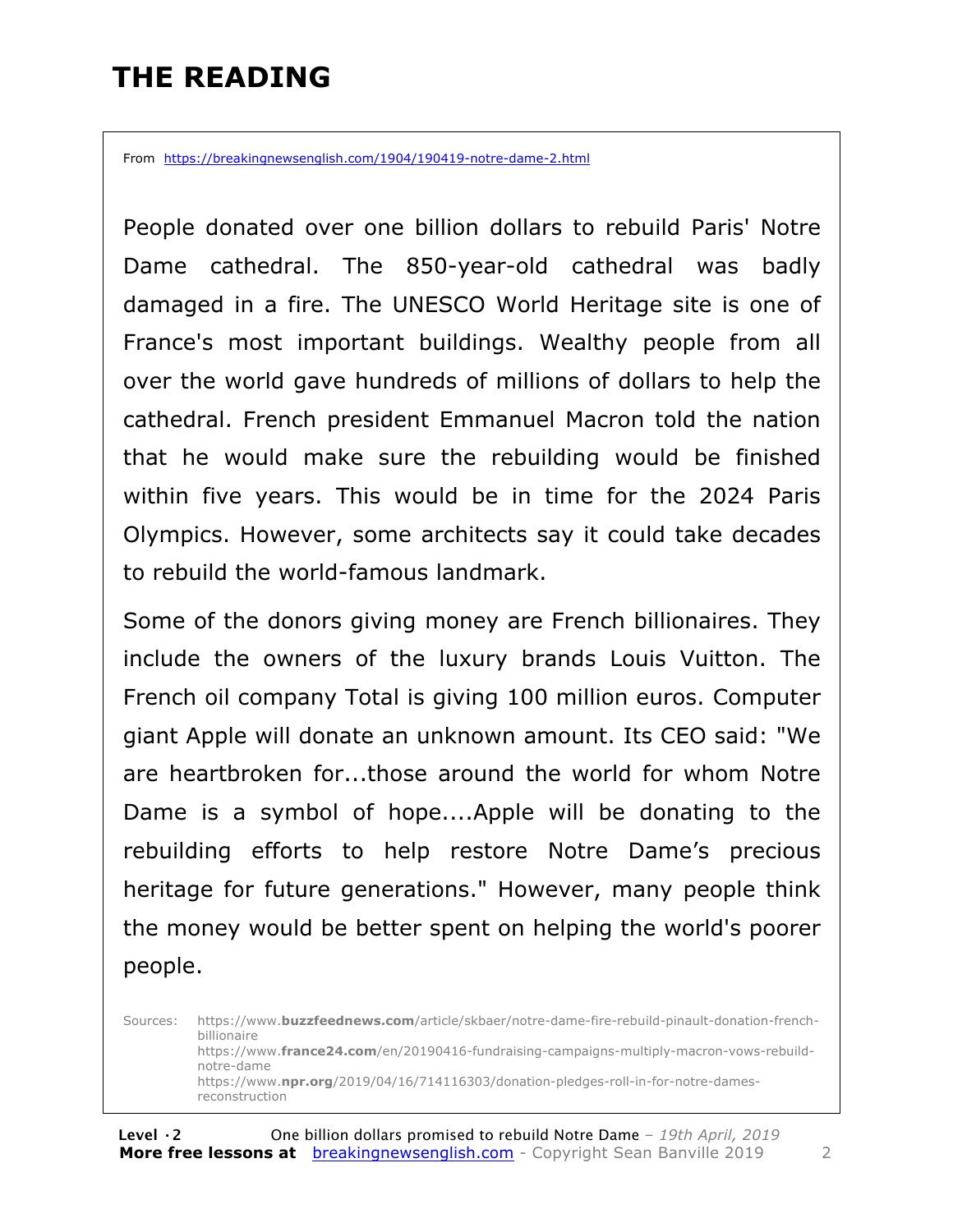# THE READING

From https://breakingnewsenglish.com/1904/190419-notre-dame-2.html

People donated over one billion dollars to rebuild Paris' Notre Dame cathedral. The 850-year-old cathedral was badly damaged in a fire. The UNESCO World Heritage site is one of France's most important buildings. Wealthy people from all over the world gave hundreds of millions of dollars to help the cathedral. French president Emmanuel Macron told the nation that he would make sure the rebuilding would be finished within five years. This would be in time for the 2024 Paris Olympics. However, some architects say it could take decades to rebuild the world-famous landmark.

Some of the donors giving money are French billionaires. They include the owners of the luxury brands Louis Vuitton. The French oil company Total is giving 100 million euros. Computer giant Apple will donate an unknown amount. Its CEO said: "We are heartbroken for...those around the world for whom Notre Dame is a symbol of hope....Apple will be donating to the rebuilding efforts to help restore Notre Dame's precious heritage for future generations." However, many people think the money would be better spent on helping the world's poorer people.

Sources: https://www.buzzfeednews.com/article/skbaer/notre-dame-fire-rebuild-pinault-donation-french-billionaire
https://www.france24.com/en/20190416-fundraising-campaigns-multiply-macron-vows-rebuild-notre-dame
https://www.npr.org/2019/04/16/714116303/donation-pledges-roll-in-for-notre-dames-reconstruction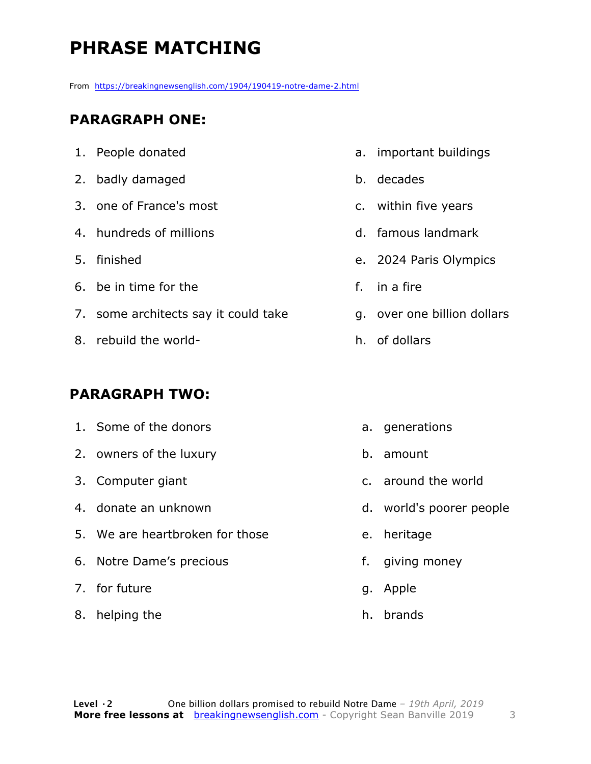# PHRASE MATCHING

From https://breakingnewsenglish.com/1904/190419-notre-dame-2.html

## PARAGRAPH ONE:

1. People donated
2. badly damaged
3. one of France's most
4. hundreds of millions
5. finished
6. be in time for the
7. some architects say it could take
8. rebuild the world-

a. important buildings
b. decades
c. within five years
d. famous landmark
e. 2024 Paris Olympics
f. in a fire
g. over one billion dollars
h. of dollars

## PARAGRAPH TWO:

1. Some of the donors
2. owners of the luxury
3. Computer giant
4. donate an unknown
5. We are heartbroken for those
6. Notre Dame's precious
7. for future
8. helping the

a. generations
b. amount
c. around the world
d. world's poorer people
e. heritage
f. giving money
g. Apple
h. brands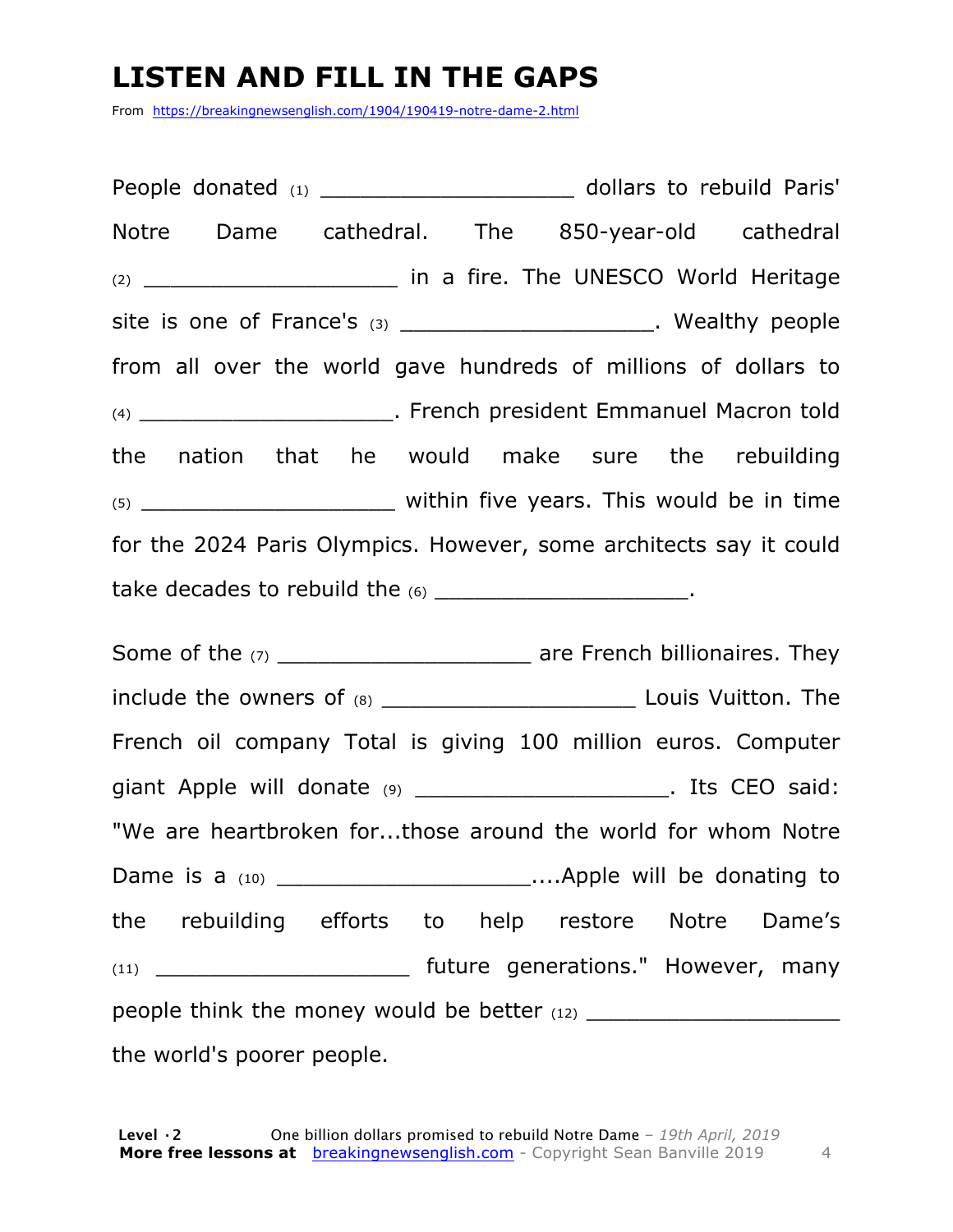# LISTEN AND FILL IN THE GAPS

From https://breakingnewsenglish.com/1904/190419-notre-dame-2.html

People donated (1) ____________________ dollars to rebuild Paris' Notre Dame cathedral. The 850-year-old cathedral (2) ____________________ in a fire. The UNESCO World Heritage site is one of France's (3) ____________________. Wealthy people from all over the world gave hundreds of millions of dollars to (4) ____________________. French president Emmanuel Macron told the nation that he would make sure the rebuilding (5) ____________________ within five years. This would be in time for the 2024 Paris Olympics. However, some architects say it could take decades to rebuild the (6) ____________________.

Some of the (7) ____________________ are French billionaires. They include the owners of (8) ____________________ Louis Vuitton. The French oil company Total is giving 100 million euros. Computer giant Apple will donate (9) ____________________. Its CEO said: "We are heartbroken for...those around the world for whom Notre Dame is a (10) ____________________....Apple will be donating to the rebuilding efforts to help restore Notre Dame's (11) ____________________ future generations." However, many people think the money would be better (12) ____________________ the world's poorer people.

**Level · 2** One billion dollars promised to rebuild Notre Dame – *19th April, 2019*
**More free lessons at** breakingnewsenglish.com - Copyright Sean Banville 2019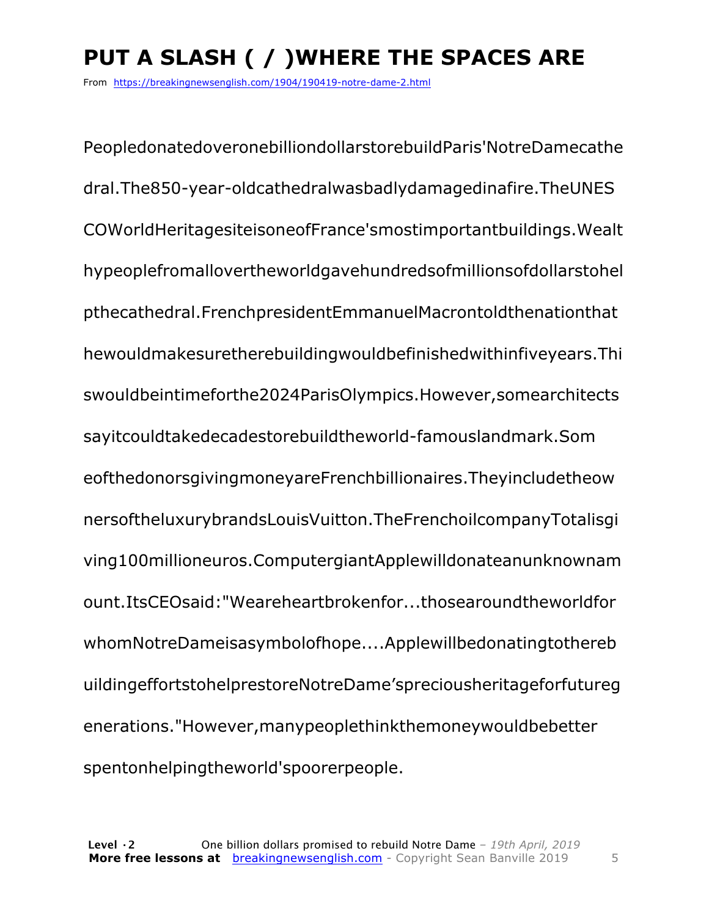# PUT A SLASH ( / )WHERE THE SPACES ARE

From https://breakingnewsenglish.com/1904/190419-notre-dame-2.html

PeopledonatedoveronebilliondollarstorebuildParis'NotreDamecathe

dral.The850-year-oldcathedralwasbadlydamagedinafire.TheUNES

COWorldHeritagesiteisoneofFrance'smostimportantbuildings.Wealt

hypeoplefromallovertheworldgavehundredsofmillionsofdollarstohel

pthecathedral.FrenchpresidentEmmanuelMacrontoldthenationthat

hewouldmakesuretherebuildingwouldbefinishedwithinfiveyears.Thi

swouldbeintimeforthe2024ParisOlympics.However,somearchitects

sayitcouldtakedecadestorebuildtheworld-famouslandmark.Som

eofthedonorsgivingmoneyareFrenchbillionaires.Theyincludetheow

nersoftheluxurybrandsLouisVuitton.TheFrenchoilcompanyTotalisgi

ving100millioneuros.ComputergiantApplewilldonateanunknownam

ount.ItsCEOsaid:"Weareheartbrokenfor...thosearoundtheworldfor

whomNotreDameisasymbolofhope....Applewillbedonatingtothereb

uildingeffortstohelprestoreNotreDame'spreciousheritageforfutureg

enerations."However,manypeoplethinkthemoneywouldbebetter

spentonhelpingtheworld'spoorerpeople.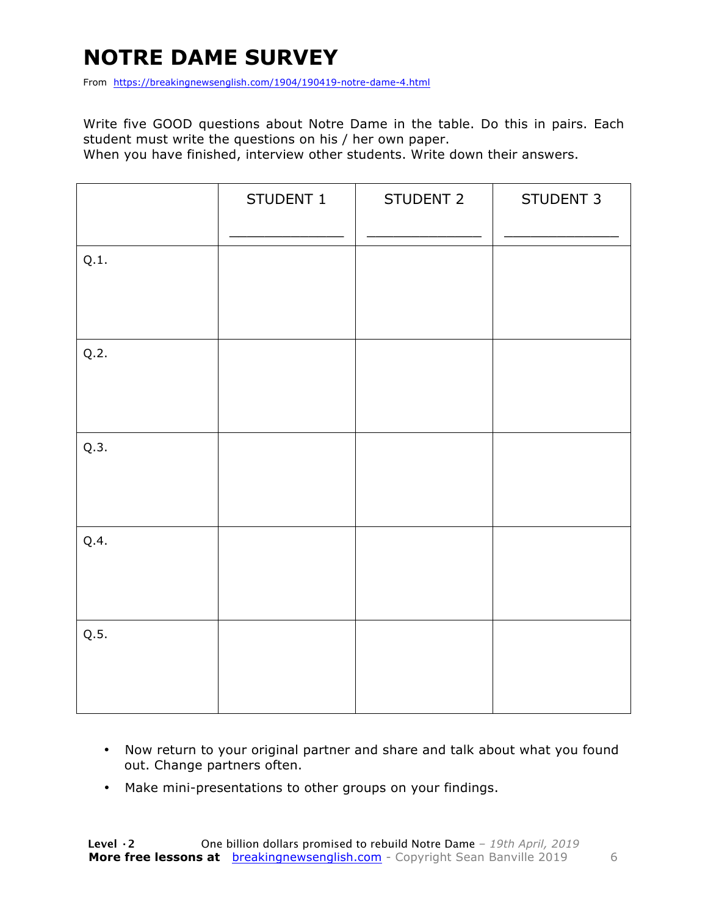# NOTRE DAME SURVEY

From https://breakingnewsenglish.com/1904/190419-notre-dame-4.html

Write five GOOD questions about Notre Dame in the table. Do this in pairs. Each student must write the questions on his / her own paper.
When you have finished, interview other students. Write down their answers.

| | STUDENT 1 _______________ | STUDENT 2 _______________ | STUDENT 3 _______________ |
|---|---|---|---|
| Q.1. | | | |
| Q.2. | | | |
| Q.3. | | | |
| Q.4. | | | |
| Q.5. | | | |

- Now return to your original partner and share and talk about what you found out. Change partners often.
- Make mini-presentations to other groups on your findings.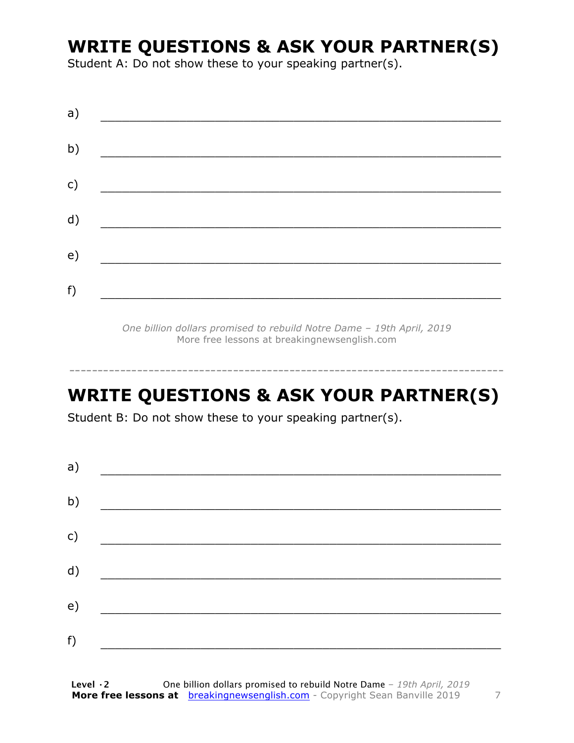## WRITE QUESTIONS & ASK YOUR PARTNER(S)

Student A: Do not show these to your speaking partner(s).

a) ___________________________________________________________

b) ___________________________________________________________

c) ___________________________________________________________

d) ___________________________________________________________

e) ___________________________________________________________

f) ___________________________________________________________

*One billion dollars promised to rebuild Notre Dame – 19th April, 2019*
More free lessons at breakingnewsenglish.com

---

## WRITE QUESTIONS & ASK YOUR PARTNER(S)

Student B: Do not show these to your speaking partner(s).

a) ___________________________________________________________

b) ___________________________________________________________

c) ___________________________________________________________

d) ___________________________________________________________

e) ___________________________________________________________

f) ___________________________________________________________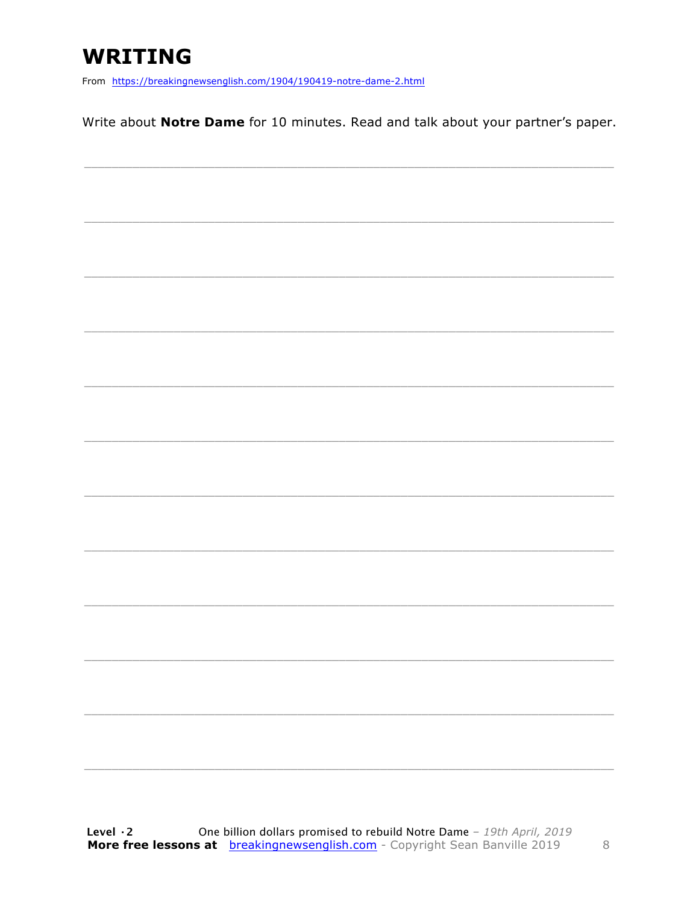# WRITING

From https://breakingnewsenglish.com/1904/190419-notre-dame-2.html

Write about **Notre Dame** for 10 minutes. Read and talk about your partner's paper.